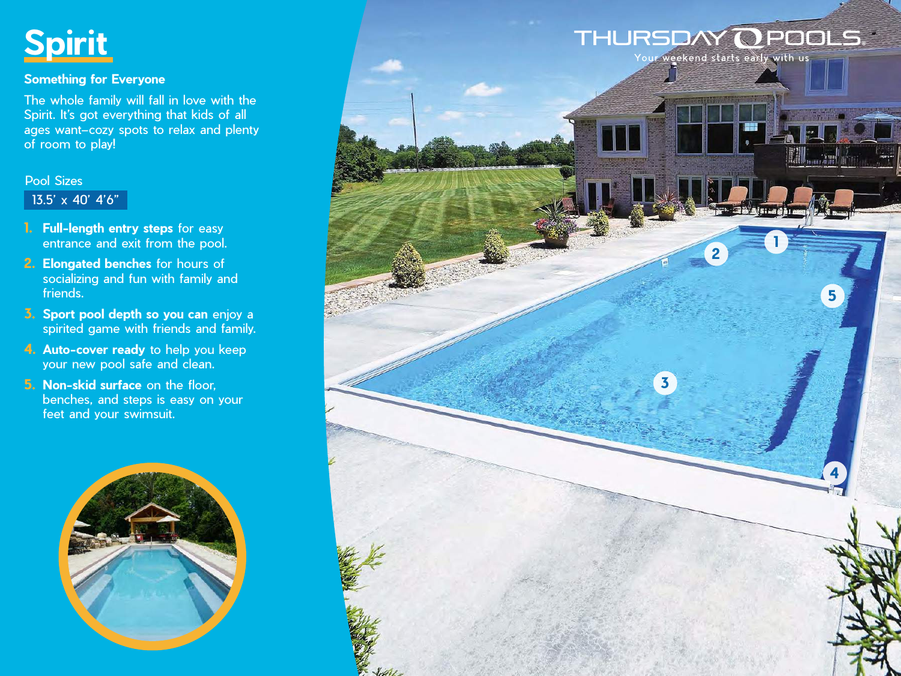# Spirit

**Something for Everyone**

The whole family will fall in love with the Spirit. It's got everything that kids of all ages want–cozy spots to relax and plenty of room to play!

Pool Sizes

13.5' x 40' 4'6"

1. **Full-length entry steps** for easy entrance and exit from the pool.
2. **Elongated benches** for hours of socializing and fun with family and friends.
3. **Sport pool depth so you can** enjoy a spirited game with friends and family.
4. **Auto-cover ready** to help you keep your new pool safe and clean.
5. **Non-skid surface** on the floor, benches, and steps is easy on your feet and your swimsuit.

THURSDAY POOLS
Your weekend starts early with us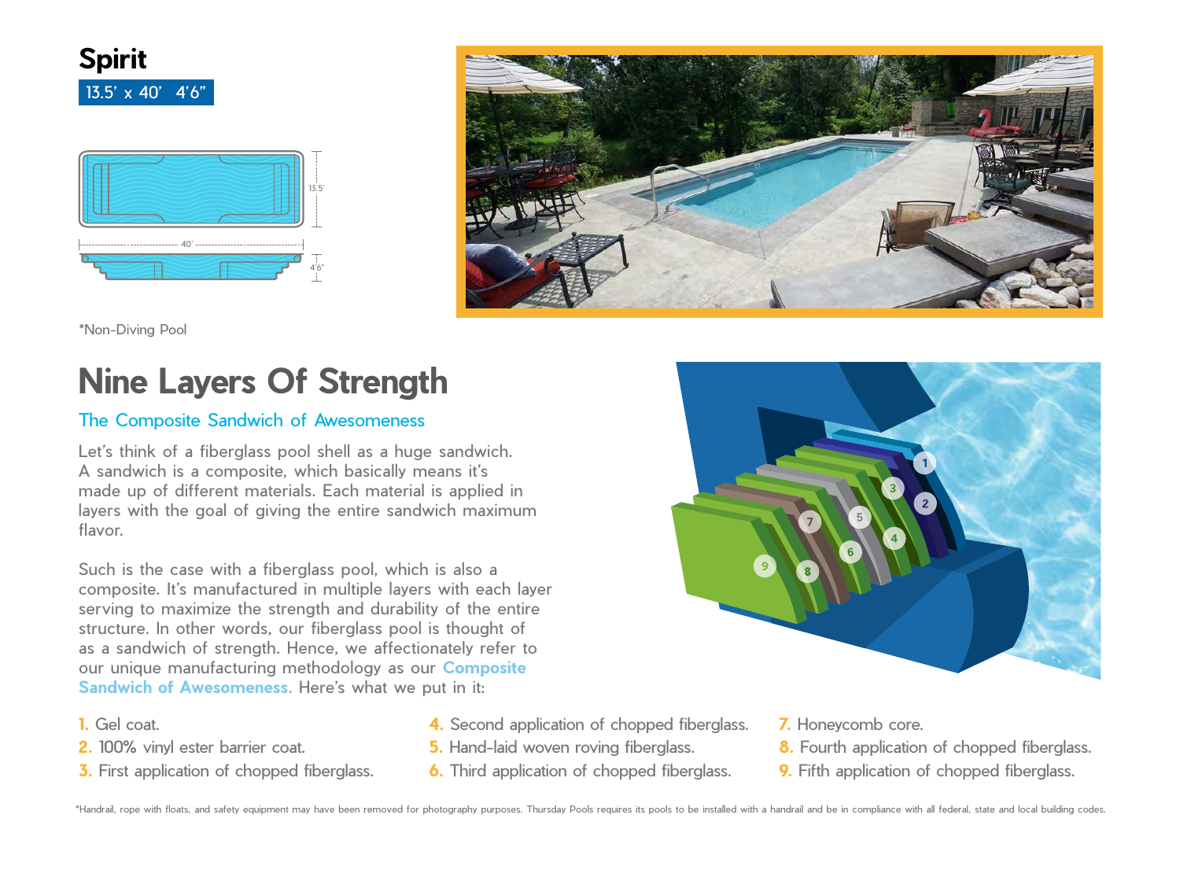# Spirit

13.5' x 40' 4'6"

13.5'

40'

4'6"

*Non-Diving Pool

## Nine Layers Of Strength

### The Composite Sandwich of Awesomeness

Let's think of a fiberglass pool shell as a huge sandwich. A sandwich is a composite, which basically means it's made up of different materials. Each material is applied in layers with the goal of giving the entire sandwich maximum flavor.

Such is the case with a fiberglass pool, which is also a composite. It's manufactured in multiple layers with each layer serving to maximize the strength and durability of the entire structure. In other words, our fiberglass pool is thought of as a sandwich of strength. Hence, we affectionately refer to our unique manufacturing methodology as our **Composite Sandwich of Awesomeness.** Here's what we put in it:

1. Gel coat.
2. 100% vinyl ester barrier coat.
3. First application of chopped fiberglass.
4. Second application of chopped fiberglass.
5. Hand-laid woven roving fiberglass.
6. Third application of chopped fiberglass.
7. Honeycomb core.
8. Fourth application of chopped fiberglass.
9. Fifth application of chopped fiberglass.

*Handrail, rope with floats, and safety equipment may have been removed for photography purposes. Thursday Pools requires its pools to be installed with a handrail and be in compliance with all federal, state and local building codes.